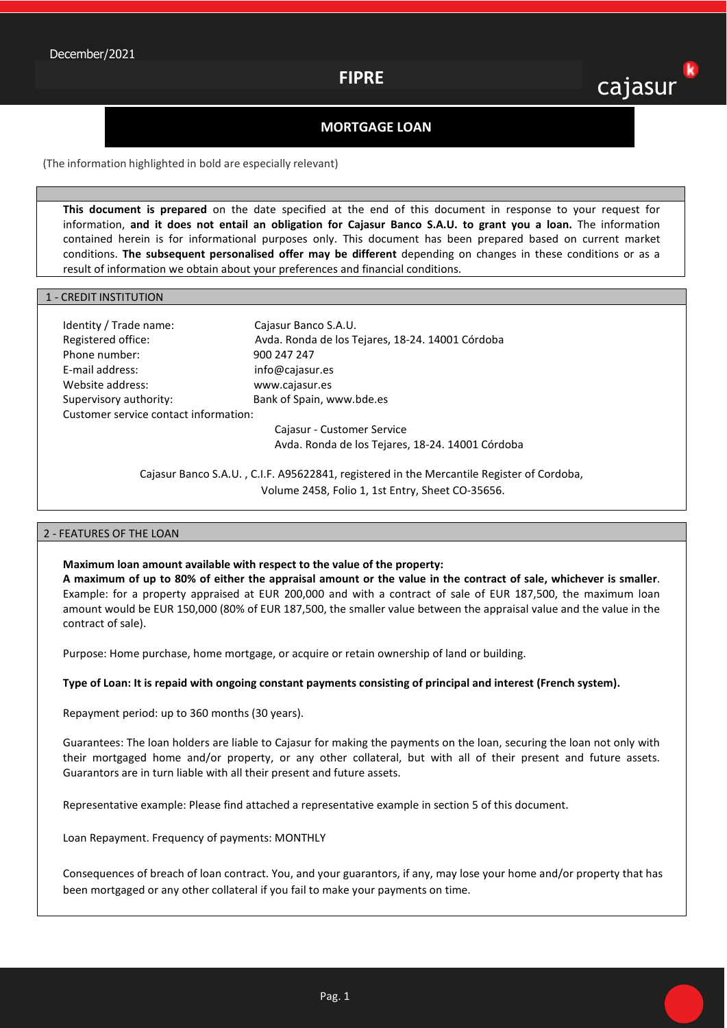December/2021

# FIPRE

## MORTGAGE LOAN

(The information highlighted in bold are especially relevant)

**This document is prepared** on the date specified at the end of this document in response to your request for information, **and it does not entail an obligation for Cajasur Banco S.A.U. to grant you a loan.** The information contained herein is for informational purposes only. This document has been prepared based on current market conditions. **The subsequent personalised offer may be different** depending on changes in these conditions or as a result of information we obtain about your preferences and financial conditions.

### 1 - CREDIT INSTITUTION

Identity / Trade name: Cajasur Banco S.A.U.
Registered office: Avda. Ronda de los Tejares, 18-24. 14001 Córdoba
Phone number: 900 247 247
E-mail address: info@cajasur.es
Website address: www.cajasur.es
Supervisory authority: Bank of Spain, www.bde.es
Customer service contact information:
Cajasur - Customer Service
Avda. Ronda de los Tejares, 18-24. 14001 Córdoba

Cajasur Banco S.A.U. , C.I.F. A95622841, registered in the Mercantile Register of Cordoba, Volume 2458, Folio 1, 1st Entry, Sheet CO-35656.

### 2 - FEATURES OF THE LOAN

**Maximum loan amount available with respect to the value of the property:**
**A maximum of up to 80% of either the appraisal amount or the value in the contract of sale, whichever is smaller**. Example: for a property appraised at EUR 200,000 and with a contract of sale of EUR 187,500, the maximum loan amount would be EUR 150,000 (80% of EUR 187,500, the smaller value between the appraisal value and the value in the contract of sale).

Purpose: Home purchase, home mortgage, or acquire or retain ownership of land or building.

**Type of Loan: It is repaid with ongoing constant payments consisting of principal and interest (French system).**

Repayment period: up to 360 months (30 years).

Guarantees: The loan holders are liable to Cajasur for making the payments on the loan, securing the loan not only with their mortgaged home and/or property, or any other collateral, but with all of their present and future assets. Guarantors are in turn liable with all their present and future assets.

Representative example: Please find attached a representative example in section 5 of this document.

Loan Repayment. Frequency of payments: MONTHLY

Consequences of breach of loan contract. You, and your guarantors, if any, may lose your home and/or property that has been mortgaged or any other collateral if you fail to make your payments on time.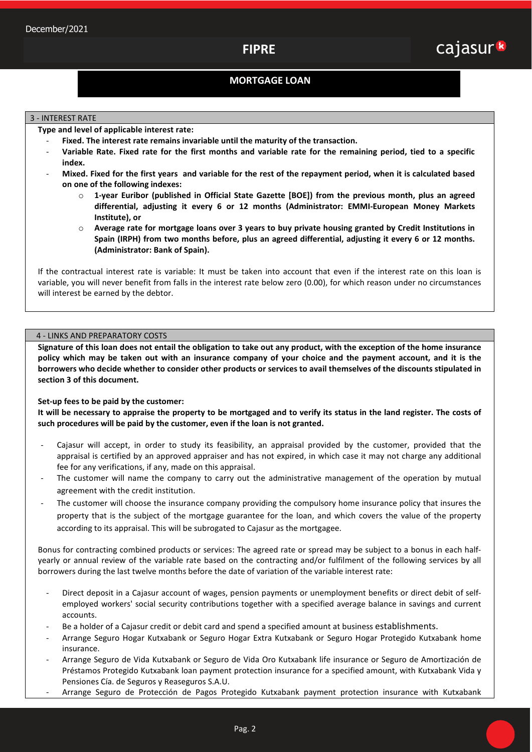## MORTGAGE LOAN

### 3 - INTEREST RATE

**Type and level of applicable interest rate:**

- **Fixed. The interest rate remains invariable until the maturity of the transaction.**
- **Variable Rate. Fixed rate for the first months and variable rate for the remaining period, tied to a specific index.**
- **Mixed. Fixed for the first years and variable for the rest of the repayment period, when it is calculated based on one of the following indexes:**
  - **1-year Euribor (published in Official State Gazette [BOE]) from the previous month, plus an agreed differential, adjusting it every 6 or 12 months (Administrator: EMMI-European Money Markets Institute), or**
  - **Average rate for mortgage loans over 3 years to buy private housing granted by Credit Institutions in Spain (IRPH) from two months before, plus an agreed differential, adjusting it every 6 or 12 months. (Administrator: Bank of Spain).**

If the contractual interest rate is variable: It must be taken into account that even if the interest rate on this loan is variable, you will never benefit from falls in the interest rate below zero (0.00), for which reason under no circumstances will interest be earned by the debtor.

### 4 - LINKS AND PREPARATORY COSTS

**Signature of this loan does not entail the obligation to take out any product, with the exception of the home insurance policy which may be taken out with an insurance company of your choice and the payment account, and it is the borrowers who decide whether to consider other products or services to avail themselves of the discounts stipulated in section 3 of this document.**

**Set-up fees to be paid by the customer:**
**It will be necessary to appraise the property to be mortgaged and to verify its status in the land register. The costs of such procedures will be paid by the customer, even if the loan is not granted.**

- Cajasur will accept, in order to study its feasibility, an appraisal provided by the customer, provided that the appraisal is certified by an approved appraiser and has not expired, in which case it may not charge any additional fee for any verifications, if any, made on this appraisal.
- The customer will name the company to carry out the administrative management of the operation by mutual agreement with the credit institution.
- The customer will choose the insurance company providing the compulsory home insurance policy that insures the property that is the subject of the mortgage guarantee for the loan, and which covers the value of the property according to its appraisal. This will be subrogated to Cajasur as the mortgagee.

Bonus for contracting combined products or services: The agreed rate or spread may be subject to a bonus in each half-yearly or annual review of the variable rate based on the contracting and/or fulfilment of the following services by all borrowers during the last twelve months before the date of variation of the variable interest rate:

- Direct deposit in a Cajasur account of wages, pension payments or unemployment benefits or direct debit of self-employed workers' social security contributions together with a specified average balance in savings and current accounts.
- Be a holder of a Cajasur credit or debit card and spend a specified amount at business establishments.
- Arrange Seguro Hogar Kutxabank or Seguro Hogar Extra Kutxabank or Seguro Hogar Protegido Kutxabank home insurance.
- Arrange Seguro de Vida Kutxabank or Seguro de Vida Oro Kutxabank life insurance or Seguro de Amortización de Préstamos Protegido Kutxabank loan payment protection insurance for a specified amount, with Kutxabank Vida y Pensiones Cía. de Seguros y Reaseguros S.A.U.
- Arrange Seguro de Protección de Pagos Protegido Kutxabank payment protection insurance with Kutxabank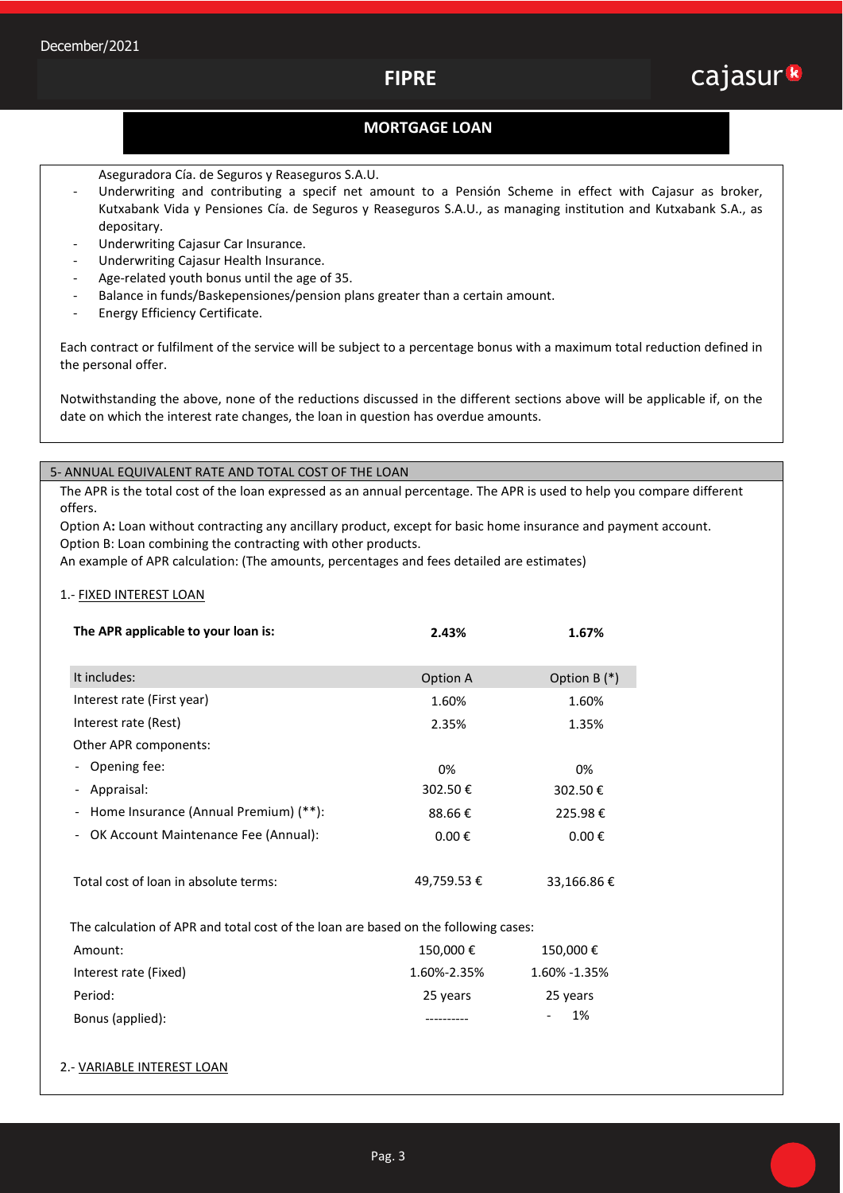Aseguradora Cía. de Seguros y Reaseguros S.A.U.

- Underwriting and contributing a specif net amount to a Pensión Scheme in effect with Cajasur as broker, Kutxabank Vida y Pensiones Cía. de Seguros y Reaseguros S.A.U., as managing institution and Kutxabank S.A., as depositary.
- Underwriting Cajasur Car Insurance.
- Underwriting Cajasur Health Insurance.
- Age-related youth bonus until the age of 35.
- Balance in funds/Baskepensiones/pension plans greater than a certain amount.
- Energy Efficiency Certificate.

Each contract or fulfilment of the service will be subject to a percentage bonus with a maximum total reduction defined in the personal offer.

Notwithstanding the above, none of the reductions discussed in the different sections above will be applicable if, on the date on which the interest rate changes, the loan in question has overdue amounts.

## 5- ANNUAL EQUIVALENT RATE AND TOTAL COST OF THE LOAN

The APR is the total cost of the loan expressed as an annual percentage. The APR is used to help you compare different offers.

Option A**:** Loan without contracting any ancillary product, except for basic home insurance and payment account.
Option B: Loan combining the contracting with other products.
An example of APR calculation: (The amounts, percentages and fees detailed are estimates)

1.- FIXED INTEREST LOAN

| **The APR applicable to your loan is:** | **2.43%** | **1.67%** |
|---|---|---|
| It includes: | Option A | Option B (*) |
| Interest rate (First year) | 1.60% | 1.60% |
| Interest rate (Rest) | 2.35% | 1.35% |
| Other APR components: | | |
| - Opening fee: | 0% | 0% |
| - Appraisal: | 302.50 € | 302.50 € |
| - Home Insurance (Annual Premium) (**): | 88.66 € | 225.98 € |
| - OK Account Maintenance Fee (Annual): | 0.00 € | 0.00 € |
| Total cost of loan in absolute terms: | 49,759.53 € | 33,166.86 € |

The calculation of APR and total cost of the loan are based on the following cases:

| | | |
|---|---|---|
| Amount: | 150,000 € | 150,000 € |
| Interest rate (Fixed) | 1.60%-2.35% | 1.60% -1.35% |
| Period: | 25 years | 25 years |
| Bonus (applied): | ---------- | - 1% |

2.- VARIABLE INTEREST LOAN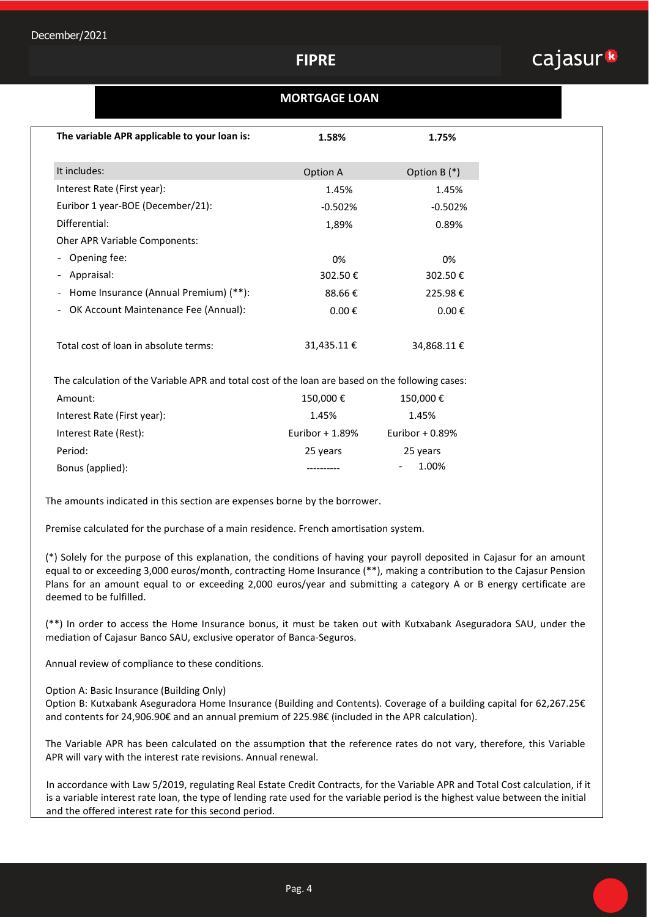December/2021

# FIPRE

## MORTGAGE LOAN

| **The variable APR applicable to your loan is:** | **1.58%** | **1.75%** |
|---|---|---|
| It includes: | Option A | Option B (*) |
| Interest Rate (First year): | 1.45% | 1.45% |
| Euribor 1 year-BOE (December/21): | -0.502% | -0.502% |
| Differential: | 1,89% | 0.89% |
| Oher APR Variable Components: | | |
| - Opening fee: | 0% | 0% |
| - Appraisal: | 302.50 € | 302.50 € |
| - Home Insurance (Annual Premium) (**): | 88.66 € | 225.98 € |
| - OK Account Maintenance Fee (Annual): | 0.00 € | 0.00 € |
| Total cost of loan in absolute terms: | 31,435.11 € | 34,868.11 € |

The calculation of the Variable APR and total cost of the loan are based on the following cases:

| | Option A | Option B |
|---|---|---|
| Amount: | 150,000 € | 150,000 € |
| Interest Rate (First year): | 1.45% | 1.45% |
| Interest Rate (Rest): | Euribor + 1.89% | Euribor + 0.89% |
| Period: | 25 years | 25 years |
| Bonus (applied): | ---------- | - 1.00% |

The amounts indicated in this section are expenses borne by the borrower.

Premise calculated for the purchase of a main residence. French amortisation system.

(*) Solely for the purpose of this explanation, the conditions of having your payroll deposited in Cajasur for an amount equal to or exceeding 3,000 euros/month, contracting Home Insurance (**), making a contribution to the Cajasur Pension Plans for an amount equal to or exceeding 2,000 euros/year and submitting a category A or B energy certificate are deemed to be fulfilled.

(**) In order to access the Home Insurance bonus, it must be taken out with Kutxabank Aseguradora SAU, under the mediation of Cajasur Banco SAU, exclusive operator of Banca-Seguros.

Annual review of compliance to these conditions.

Option A: Basic Insurance (Building Only)
Option B: Kutxabank Aseguradora Home Insurance (Building and Contents). Coverage of a building capital for 62,267.25€ and contents for 24,906.90€ and an annual premium of 225.98€ (included in the APR calculation).

The Variable APR has been calculated on the assumption that the reference rates do not vary, therefore, this Variable APR will vary with the interest rate revisions. Annual renewal.

In accordance with Law 5/2019, regulating Real Estate Credit Contracts, for the Variable APR and Total Cost calculation, if it is a variable interest rate loan, the type of lending rate used for the variable period is the highest value between the initial and the offered interest rate for this second period.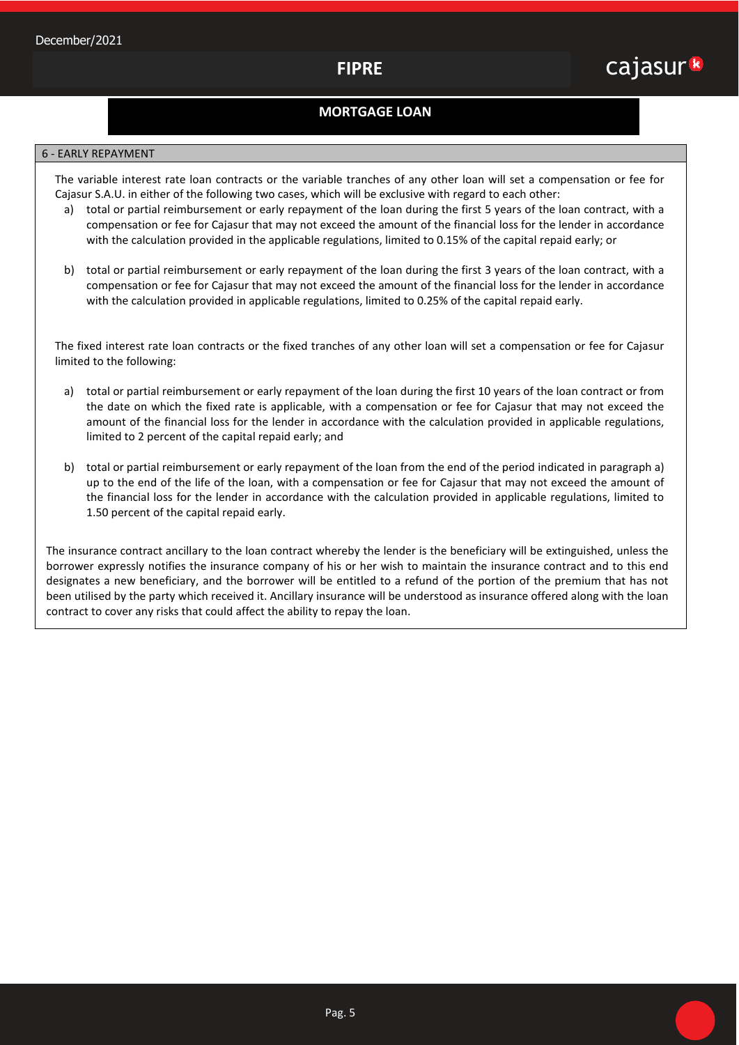## MORTGAGE LOAN

### 6 - EARLY REPAYMENT

The variable interest rate loan contracts or the variable tranches of any other loan will set a compensation or fee for Cajasur S.A.U. in either of the following two cases, which will be exclusive with regard to each other:

a) total or partial reimbursement or early repayment of the loan during the first 5 years of the loan contract, with a compensation or fee for Cajasur that may not exceed the amount of the financial loss for the lender in accordance with the calculation provided in the applicable regulations, limited to 0.15% of the capital repaid early; or

b) total or partial reimbursement or early repayment of the loan during the first 3 years of the loan contract, with a compensation or fee for Cajasur that may not exceed the amount of the financial loss for the lender in accordance with the calculation provided in applicable regulations, limited to 0.25% of the capital repaid early.

The fixed interest rate loan contracts or the fixed tranches of any other loan will set a compensation or fee for Cajasur limited to the following:

a) total or partial reimbursement or early repayment of the loan during the first 10 years of the loan contract or from the date on which the fixed rate is applicable, with a compensation or fee for Cajasur that may not exceed the amount of the financial loss for the lender in accordance with the calculation provided in applicable regulations, limited to 2 percent of the capital repaid early; and

b) total or partial reimbursement or early repayment of the loan from the end of the period indicated in paragraph a) up to the end of the life of the loan, with a compensation or fee for Cajasur that may not exceed the amount of the financial loss for the lender in accordance with the calculation provided in applicable regulations, limited to 1.50 percent of the capital repaid early.

The insurance contract ancillary to the loan contract whereby the lender is the beneficiary will be extinguished, unless the borrower expressly notifies the insurance company of his or her wish to maintain the insurance contract and to this end designates a new beneficiary, and the borrower will be entitled to a refund of the portion of the premium that has not been utilised by the party which received it. Ancillary insurance will be understood as insurance offered along with the loan contract to cover any risks that could affect the ability to repay the loan.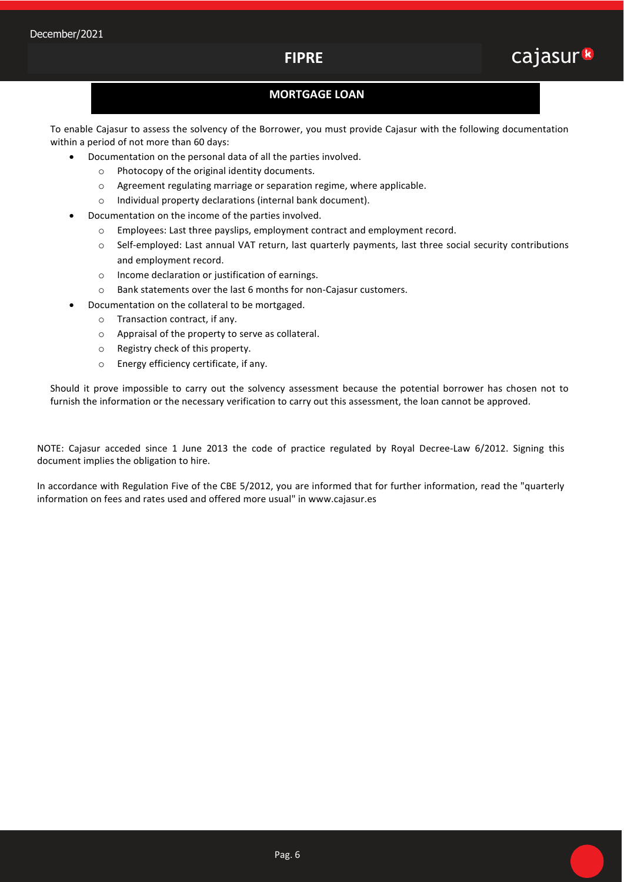## MORTGAGE LOAN

To enable Cajasur to assess the solvency of the Borrower, you must provide Cajasur with the following documentation within a period of not more than 60 days:

- Documentation on the personal data of all the parties involved.
  - Photocopy of the original identity documents.
  - Agreement regulating marriage or separation regime, where applicable.
  - Individual property declarations (internal bank document).
- Documentation on the income of the parties involved.
  - Employees: Last three payslips, employment contract and employment record.
  - Self-employed: Last annual VAT return, last quarterly payments, last three social security contributions and employment record.
  - Income declaration or justification of earnings.
  - Bank statements over the last 6 months for non-Cajasur customers.
- Documentation on the collateral to be mortgaged.
  - Transaction contract, if any.
  - Appraisal of the property to serve as collateral.
  - Registry check of this property.
  - Energy efficiency certificate, if any.

Should it prove impossible to carry out the solvency assessment because the potential borrower has chosen not to furnish the information or the necessary verification to carry out this assessment, the loan cannot be approved.

NOTE: Cajasur acceded since 1 June 2013 the code of practice regulated by Royal Decree-Law 6/2012. Signing this document implies the obligation to hire.

In accordance with Regulation Five of the CBE 5/2012, you are informed that for further information, read the "quarterly information on fees and rates used and offered more usual" in www.cajasur.es